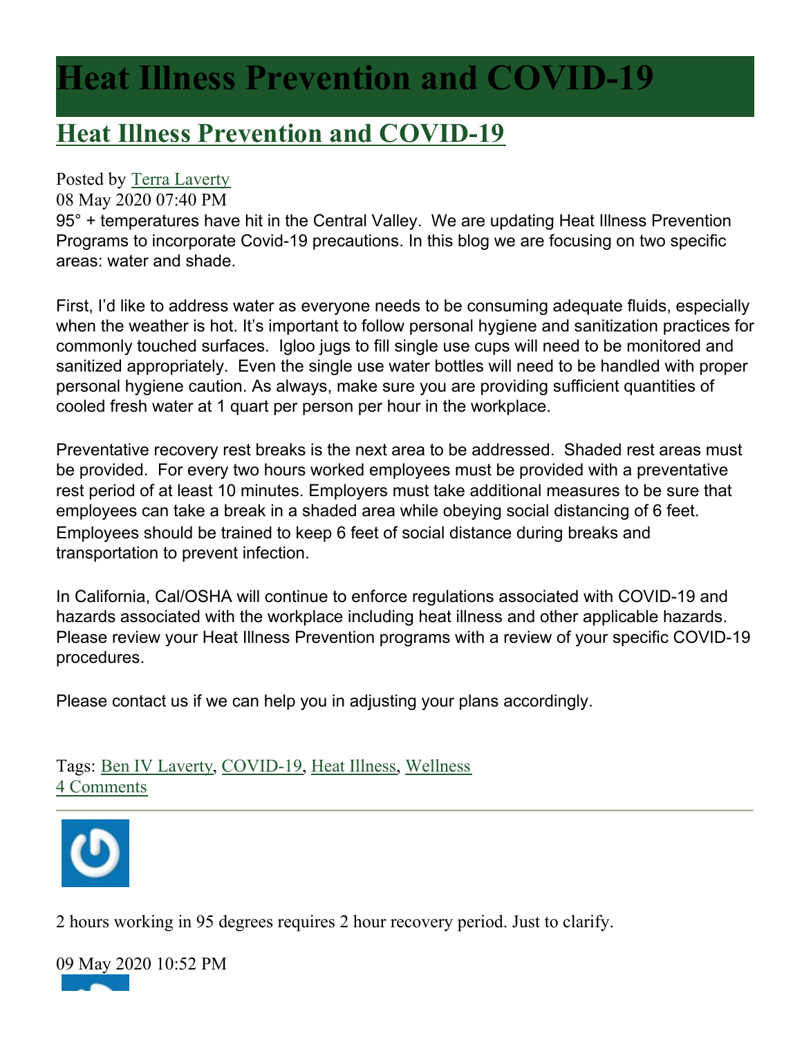# Heat Illness Prevention and COVID-19

## Heat Illness Prevention and COVID-19

Posted by Terra Laverty
08 May 2020 07:40 PM

95° + temperatures have hit in the Central Valley. We are updating Heat Illness Prevention Programs to incorporate Covid-19 precautions. In this blog we are focusing on two specific areas: water and shade.

First, I'd like to address water as everyone needs to be consuming adequate fluids, especially when the weather is hot. It's important to follow personal hygiene and sanitization practices for commonly touched surfaces. Igloo jugs to fill single use cups will need to be monitored and sanitized appropriately. Even the single use water bottles will need to be handled with proper personal hygiene caution. As always, make sure you are providing sufficient quantities of cooled fresh water at 1 quart per person per hour in the workplace.

Preventative recovery rest breaks is the next area to be addressed. Shaded rest areas must be provided. For every two hours worked employees must be provided with a preventative rest period of at least 10 minutes. Employers must take additional measures to be sure that employees can take a break in a shaded area while obeying social distancing of 6 feet. Employees should be trained to keep 6 feet of social distance during breaks and transportation to prevent infection.

In California, Cal/OSHA will continue to enforce regulations associated with COVID-19 and hazards associated with the workplace including heat illness and other applicable hazards. Please review your Heat Illness Prevention programs with a review of your specific COVID-19 procedures.

Please contact us if we can help you in adjusting your plans accordingly.

Tags: Ben IV Laverty, COVID-19, Heat Illness, Wellness
4 Comments

---

2 hours working in 95 degrees requires 2 hour recovery period. Just to clarify.

09 May 2020 10:52 PM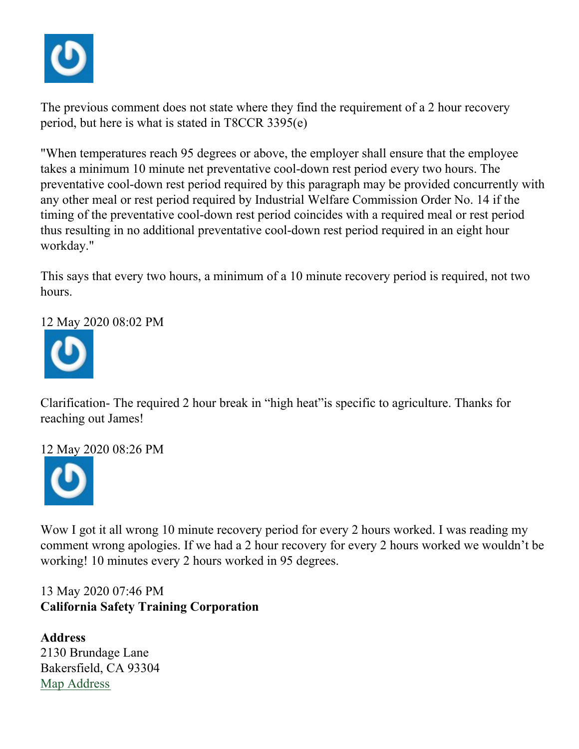The previous comment does not state where they find the requirement of a 2 hour recovery period, but here is what is stated in T8CCR 3395(e)

"When temperatures reach 95 degrees or above, the employer shall ensure that the employee takes a minimum 10 minute net preventative cool-down rest period every two hours. The preventative cool-down rest period required by this paragraph may be provided concurrently with any other meal or rest period required by Industrial Welfare Commission Order No. 14 if the timing of the preventative cool-down rest period coincides with a required meal or rest period thus resulting in no additional preventative cool-down rest period required in an eight hour workday."

This says that every two hours, a minimum of a 10 minute recovery period is required, not two hours.

12 May 2020 08:02 PM

Clarification- The required 2 hour break in "high heat"is specific to agriculture. Thanks for reaching out James!

12 May 2020 08:26 PM

Wow I got it all wrong 10 minute recovery period for every 2 hours worked. I was reading my comment wrong apologies. If we had a 2 hour recovery for every 2 hours worked we wouldn't be working! 10 minutes every 2 hours worked in 95 degrees.

13 May 2020 07:46 PM

**California Safety Training Corporation**

**Address**
2130 Brundage Lane
Bakersfield, CA 93304
Map Address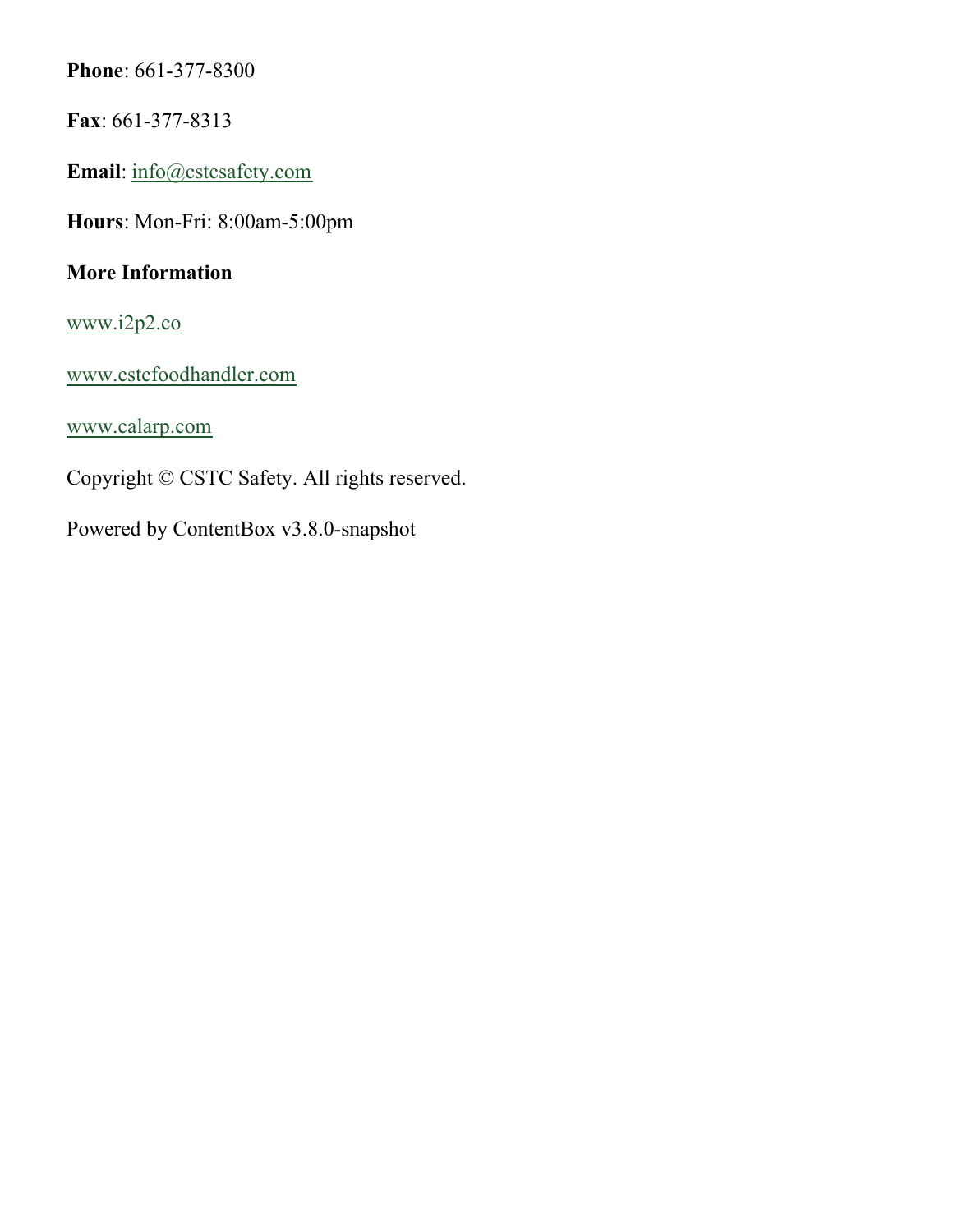**Phone**: 661-377-8300

**Fax**: 661-377-8313

**Email**: info@cstcsafety.com

**Hours**: Mon-Fri: 8:00am-5:00pm

**More Information**

www.i2p2.co

www.cstcfoodhandler.com

www.calarp.com

Copyright © CSTC Safety. All rights reserved.

Powered by ContentBox v3.8.0-snapshot